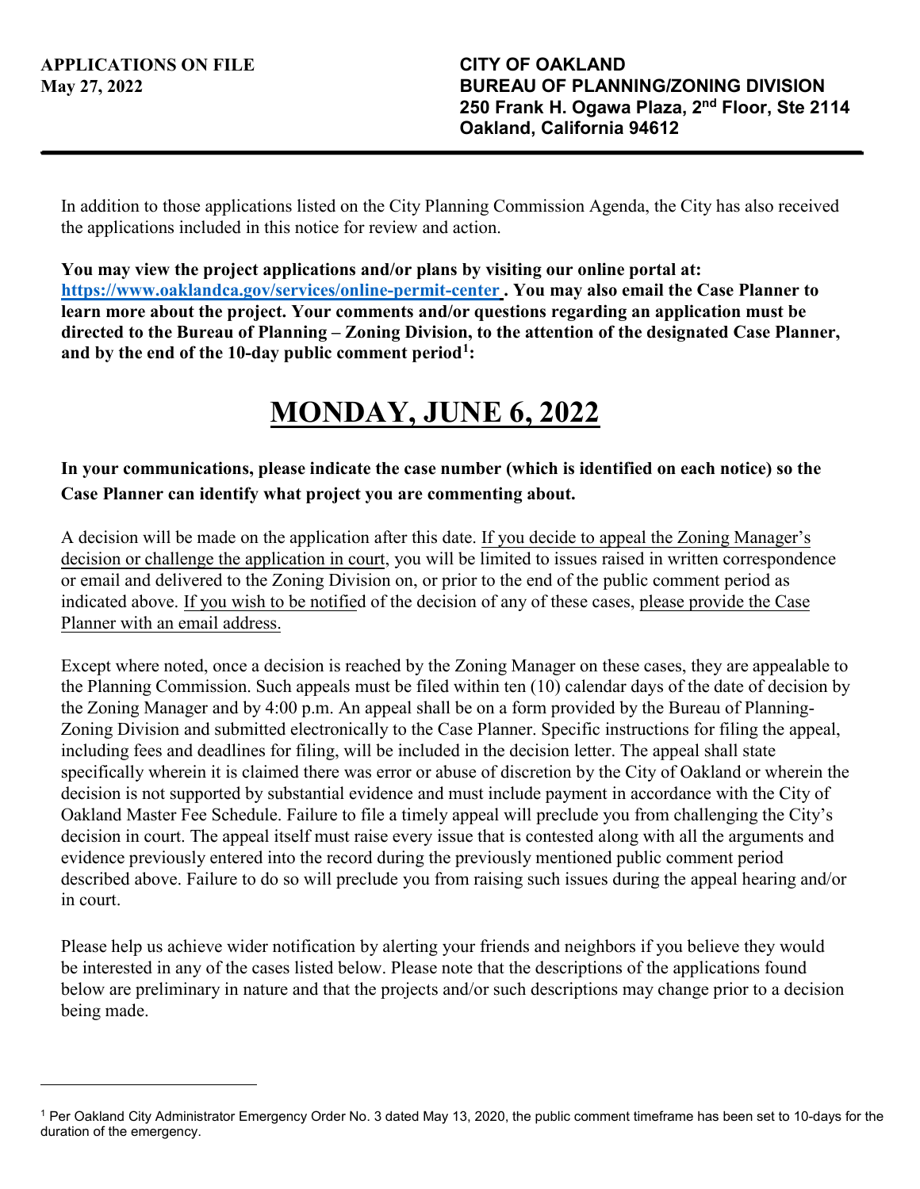**APPLICATIONS ON FILE**
**May 27, 2022**

**CITY OF OAKLAND**
**BUREAU OF PLANNING/ZONING DIVISION**
**250 Frank H. Ogawa Plaza, 2nd Floor, Ste 2114**
**Oakland, California 94612**

---

In addition to those applications listed on the City Planning Commission Agenda, the City has also received the applications included in this notice for review and action.

**You may view the project applications and/or plans by visiting our online portal at: [https://www.oaklandca.gov/services/online-permit-center](https://www.oaklandca.gov/services/online-permit-center) . You may also email the Case Planner to learn more about the project. Your comments and/or questions regarding an application must be directed to the Bureau of Planning – Zoning Division, to the attention of the designated Case Planner, and by the end of the 10-day public comment period[1]:**

# MONDAY, JUNE 6, 2022

**In your communications, please indicate the case number (which is identified on each notice) so the Case Planner can identify what project you are commenting about.**

A decision will be made on the application after this date. If you decide to appeal the Zoning Manager's decision or challenge the application in court, you will be limited to issues raised in written correspondence or email and delivered to the Zoning Division on, or prior to the end of the public comment period as indicated above. If you wish to be notified of the decision of any of these cases, please provide the Case Planner with an email address.

Except where noted, once a decision is reached by the Zoning Manager on these cases, they are appealable to the Planning Commission. Such appeals must be filed within ten (10) calendar days of the date of decision by the Zoning Manager and by 4:00 p.m. An appeal shall be on a form provided by the Bureau of Planning-Zoning Division and submitted electronically to the Case Planner. Specific instructions for filing the appeal, including fees and deadlines for filing, will be included in the decision letter. The appeal shall state specifically wherein it is claimed there was error or abuse of discretion by the City of Oakland or wherein the decision is not supported by substantial evidence and must include payment in accordance with the City of Oakland Master Fee Schedule. Failure to file a timely appeal will preclude you from challenging the City's decision in court. The appeal itself must raise every issue that is contested along with all the arguments and evidence previously entered into the record during the previously mentioned public comment period described above. Failure to do so will preclude you from raising such issues during the appeal hearing and/or in court.

Please help us achieve wider notification by alerting your friends and neighbors if you believe they would be interested in any of the cases listed below. Please note that the descriptions of the applications found below are preliminary in nature and that the projects and/or such descriptions may change prior to a decision being made.

---

[1] Per Oakland City Administrator Emergency Order No. 3 dated May 13, 2020, the public comment timeframe has been set to 10-days for the duration of the emergency.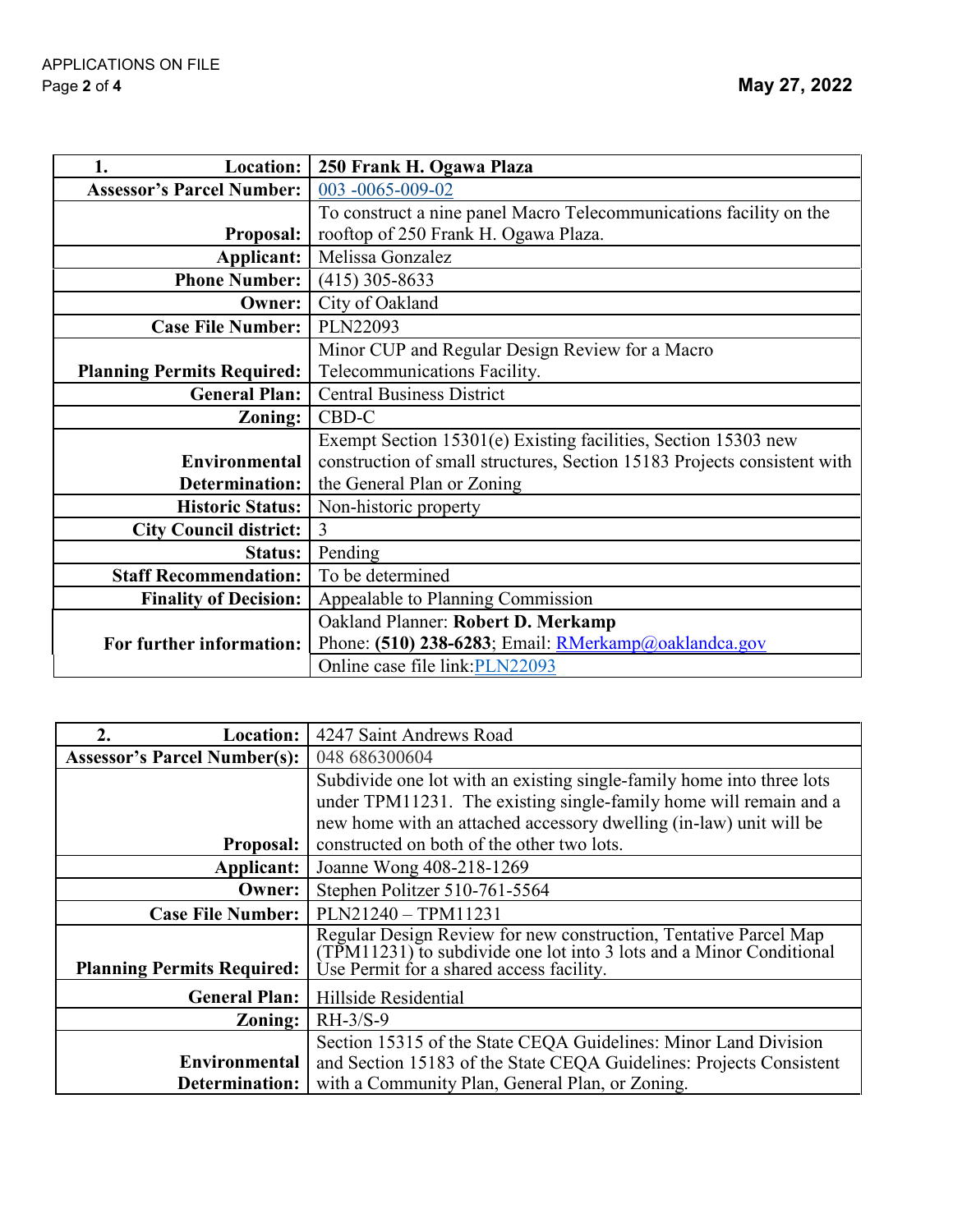| 1. Location: | **250 Frank H. Ogawa Plaza** |
|---|---|
| **Assessor's Parcel Number:** | 003 -0065-009-02 |
| **Proposal:** | To construct a nine panel Macro Telecommunications facility on the rooftop of 250 Frank H. Ogawa Plaza. |
| **Applicant:** | Melissa Gonzalez |
| **Phone Number:** | (415) 305-8633 |
| **Owner:** | City of Oakland |
| **Case File Number:** | PLN22093 |
| **Planning Permits Required:** | Minor CUP and Regular Design Review for a Macro Telecommunications Facility. |
| **General Plan:** | Central Business District |
| **Zoning:** | CBD-C |
| **Environmental Determination:** | Exempt Section 15301(e) Existing facilities, Section 15303 new construction of small structures, Section 15183 Projects consistent with the General Plan or Zoning |
| **Historic Status:** | Non-historic property |
| **City Council district:** | 3 |
| **Status:** | Pending |
| **Staff Recommendation:** | To be determined |
| **Finality of Decision:** | Appealable to Planning Commission |
| **For further information:** | Oakland Planner: **Robert D. Merkamp** Phone: **(510) 238-6283**; Email: RMerkamp@oaklandca.gov |
| | Online case file link: PLN22093 |

| 2. Location: | 4247 Saint Andrews Road |
|---|---|
| **Assessor's Parcel Number(s):** | 048 686300604 |
| **Proposal:** | Subdivide one lot with an existing single-family home into three lots under TPM11231. The existing single-family home will remain and a new home with an attached accessory dwelling (in-law) unit will be constructed on both of the other two lots. |
| **Applicant:** | Joanne Wong 408-218-1269 |
| **Owner:** | Stephen Politzer 510-761-5564 |
| **Case File Number:** | PLN21240 – TPM11231 |
| **Planning Permits Required:** | Regular Design Review for new construction, Tentative Parcel Map (TPM11231) to subdivide one lot into 3 lots and a Minor Conditional Use Permit for a shared access facility. |
| **General Plan:** | Hillside Residential |
| **Zoning:** | RH-3/S-9 |
| **Environmental Determination:** | Section 15315 of the State CEQA Guidelines: Minor Land Division and Section 15183 of the State CEQA Guidelines: Projects Consistent with a Community Plan, General Plan, or Zoning. |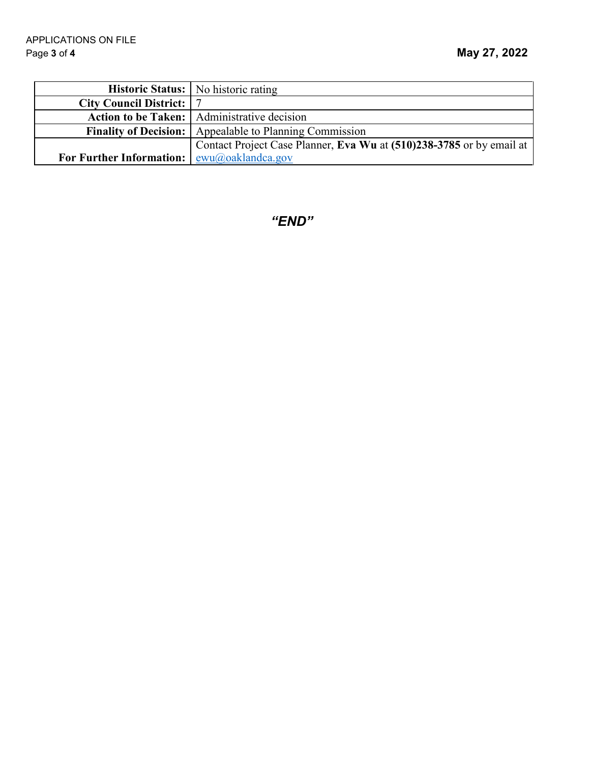| | |
|---|---|
| **Historic Status:** | No historic rating |
| **City Council District:** | 7 |
| **Action to be Taken:** | Administrative decision |
| **Finality of Decision:** | Appealable to Planning Commission |
| **For Further Information:** | Contact Project Case Planner, **Eva Wu** at **(510)238-3785** or by email at ewu@oaklandca.gov |

***"END"***